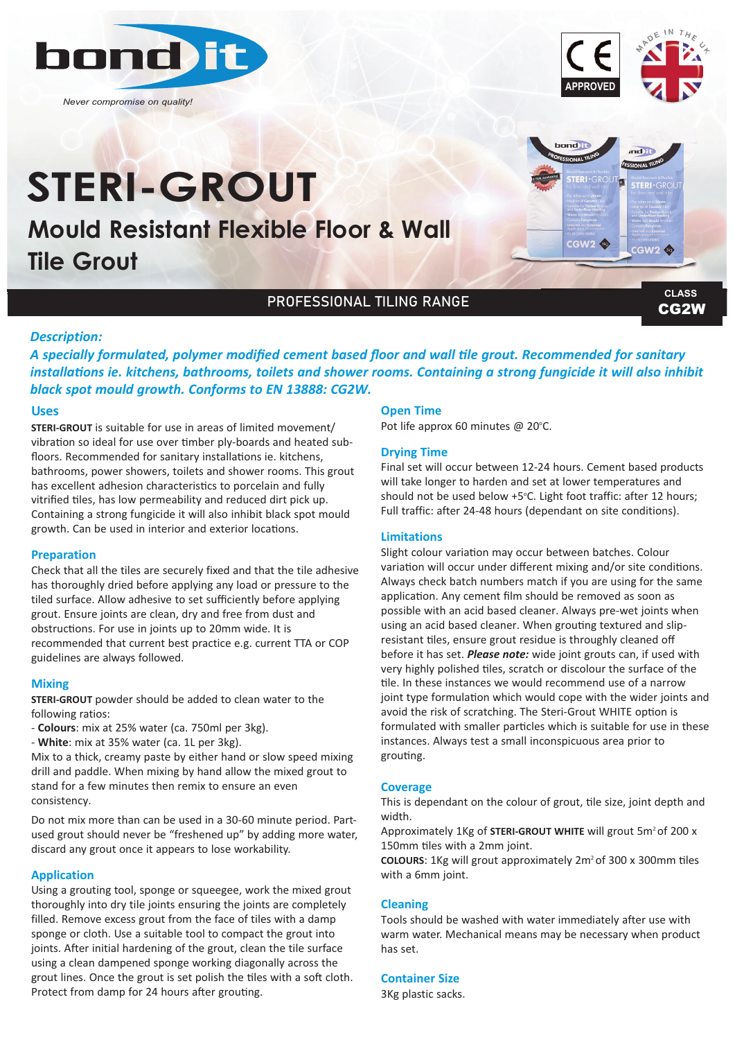bond it

*Never compromise on quality!*

CE APPROVED

MADE IN THE UK

# STERI-GROUT

## Mould Resistant Flexible Floor & Wall Tile Grout

PROFESSIONAL TILING RANGE

CLASS **CG2W**

### *Description:*

***A specially formulated, polymer modified cement based floor and wall tile grout. Recommended for sanitary installations ie. kitchens, bathrooms, toilets and shower rooms. Containing a strong fungicide it will also inhibit black spot mould growth. Conforms to EN 13888: CG2W.***

### Uses

**STERI-GROUT** is suitable for use in areas of limited movement/ vibration so ideal for use over timber ply-boards and heated sub-floors. Recommended for sanitary installations ie. kitchens, bathrooms, power showers, toilets and shower rooms. This grout has excellent adhesion characteristics to porcelain and fully vitrified tiles, has low permeability and reduced dirt pick up. Containing a strong fungicide it will also inhibit black spot mould growth. Can be used in interior and exterior locations.

### Preparation

Check that all the tiles are securely fixed and that the tile adhesive has thoroughly dried before applying any load or pressure to the tiled surface. Allow adhesive to set sufficiently before applying grout. Ensure joints are clean, dry and free from dust and obstructions. For use in joints up to 20mm wide. It is recommended that current best practice e.g. current TTA or COP guidelines are always followed.

### Mixing

**STERI-GROUT** powder should be added to clean water to the following ratios:

- **Colours**: mix at 25% water (ca. 750ml per 3kg).
- **White**: mix at 35% water (ca. 1L per 3kg).

Mix to a thick, creamy paste by either hand or slow speed mixing drill and paddle. When mixing by hand allow the mixed grout to stand for a few minutes then remix to ensure an even consistency.

Do not mix more than can be used in a 30-60 minute period. Part-used grout should never be "freshened up" by adding more water, discard any grout once it appears to lose workability.

### Application

Using a grouting tool, sponge or squeegee, work the mixed grout thoroughly into dry tile joints ensuring the joints are completely filled. Remove excess grout from the face of tiles with a damp sponge or cloth. Use a suitable tool to compact the grout into joints. After initial hardening of the grout, clean the tile surface using a clean dampened sponge working diagonally across the grout lines. Once the grout is set polish the tiles with a soft cloth. Protect from damp for 24 hours after grouting.

### Open Time

Pot life approx 60 minutes @ 20°C.

### Drying Time

Final set will occur between 12-24 hours. Cement based products will take longer to harden and set at lower temperatures and should not be used below +5°C. Light foot traffic: after 12 hours; Full traffic: after 24-48 hours (dependant on site conditions).

### Limitations

Slight colour variation may occur between batches. Colour variation will occur under different mixing and/or site conditions. Always check batch numbers match if you are using for the same application. Any cement film should be removed as soon as possible with an acid based cleaner. Always pre-wet joints when using an acid based cleaner. When grouting textured and slip-resistant tiles, ensure grout residue is throughly cleaned off before it has set. ***Please note:*** wide joint grouts can, if used with very highly polished tiles, scratch or discolour the surface of the tile. In these instances we would recommend use of a narrow joint type formulation which would cope with the wider joints and avoid the risk of scratching. The Steri-Grout WHITE option is formulated with smaller particles which is suitable for use in these instances. Always test a small inconspicuous area prior to grouting.

### Coverage

This is dependant on the colour of grout, tile size, joint depth and width.

Approximately 1Kg of **STERI-GROUT WHITE** will grout 5m² of 200 x 150mm tiles with a 2mm joint.

**COLOURS**: 1Kg will grout approximately 2m² of 300 x 300mm tiles with a 6mm joint.

### Cleaning

Tools should be washed with water immediately after use with warm water. Mechanical means may be necessary when product has set.

### Container Size

3Kg plastic sacks.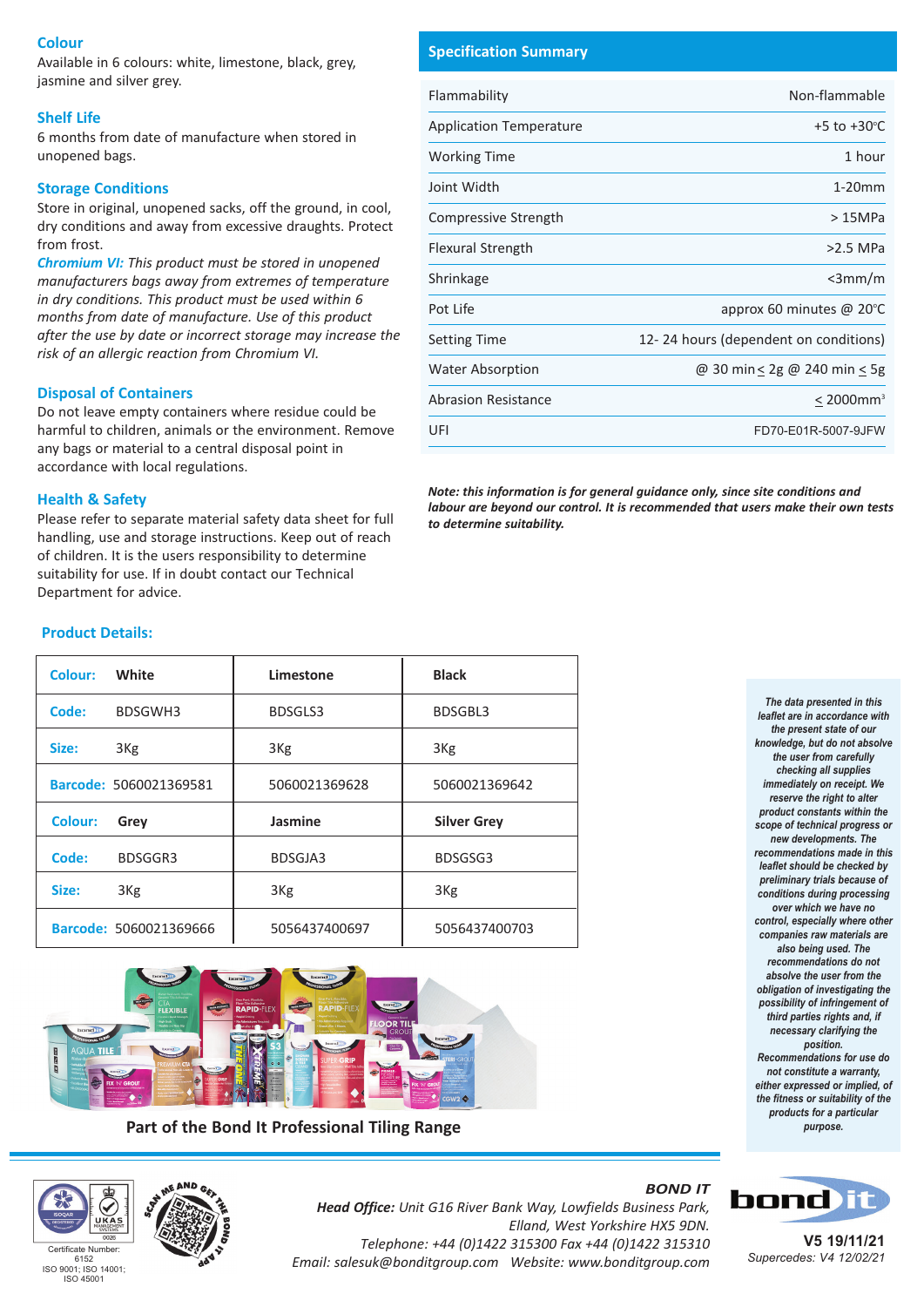## Colour

Available in 6 colours: white, limestone, black, grey, jasmine and silver grey.

## Shelf Life

6 months from date of manufacture when stored in unopened bags.

## Storage Conditions

Store in original, unopened sacks, off the ground, in cool, dry conditions and away from excessive draughts. Protect from frost.

***Chromium VI:*** *This product must be stored in unopened manufacturers bags away from extremes of temperature in dry conditions. This product must be used within 6 months from date of manufacture. Use of this product after the use by date or incorrect storage may increase the risk of an allergic reaction from Chromium VI.*

## Disposal of Containers

Do not leave empty containers where residue could be harmful to children, animals or the environment. Remove any bags or material to a central disposal point in accordance with local regulations.

## Health & Safety

Please refer to separate material safety data sheet for full handling, use and storage instructions. Keep out of reach of children. It is the users responsibility to determine suitability for use. If in doubt contact our Technical Department for advice.

## Specification Summary

| | |
|---|---|
| Flammability | Non-flammable |
| Application Temperature | +5 to +30°C |
| Working Time | 1 hour |
| Joint Width | 1-20mm |
| Compressive Strength | > 15MPa |
| Flexural Strength | >2.5 MPa |
| Shrinkage | <3mm/m |
| Pot Life | approx 60 minutes @ 20°C |
| Setting Time | 12- 24 hours (dependent on conditions) |
| Water Absorption | @ 30 min ≤ 2g @ 240 min ≤ 5g |
| Abrasion Resistance | ≤ 2000mm³ |
| UFI | FD70-E01R-5007-9JFW |

***Note: this information is for general guidance only, since site conditions and labour are beyond our control. It is recommended that users make their own tests to determine suitability.***

## Product Details:

| **Colour:** White | Limestone | Black |
|---|---|---|
| **Code:** BDSGWH3 | BDSGLS3 | BDSGBL3 |
| **Size:** 3Kg | 3Kg | 3Kg |
| **Barcode:** 5060021369581 | 5060021369628 | 5060021369642 |
| **Colour: Grey** | **Jasmine** | **Silver Grey** |
| **Code:** BDSGGR3 | BDSGJA3 | BDSGSG3 |
| **Size:** 3Kg | 3Kg | 3Kg |
| **Barcode:** 5060021369666 | 5056437400697 | 5056437400703 |

**Part of the Bond It Professional Tiling Range**

*The data presented in this leaflet are in accordance with the present state of our knowledge, but do not absolve the user from carefully checking all supplies immediately on receipt. We reserve the right to alter product constants within the scope of technical progress or new developments. The recommendations made in this leaflet should be checked by preliminary trials because of conditions during processing over which we have no control, especially where other companies raw materials are also being used. The recommendations do not absolve the user from the obligation of investigating the possibility of infringement of third parties rights and, if necessary clarifying the position. Recommendations for use do not constitute a warranty, either expressed or implied, of the fitness or suitability of the products for a particular purpose.*

Certificate Number: 6152
ISO 9001; ISO 14001; ISO 45001

SCAN ME AND GET THE BOND IT APP

***BOND IT***
***Head Office:*** *Unit G16 River Bank Way, Lowfields Business Park, Elland, West Yorkshire HX5 9DN.*
*Telephone: +44 (0)1422 315300 Fax +44 (0)1422 315310*
*Email: salesuk@bonditgroup.com Website: www.bonditgroup.com*

**V5 19/11/21**
*Supercedes: V4 12/02/21*